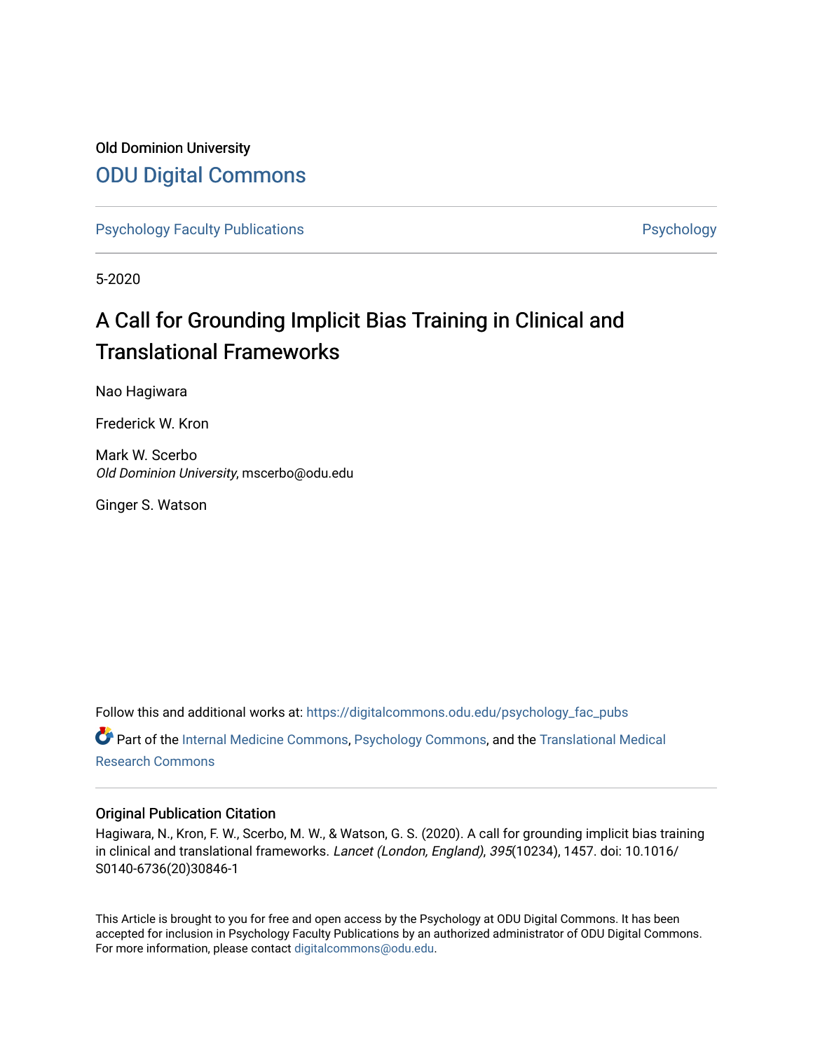Old Dominion University

# ODU Digital Commons

Psychology Faculty Publications

Psychology

5-2020

## A Call for Grounding Implicit Bias Training in Clinical and Translational Frameworks

Nao Hagiwara

Frederick W. Kron

Mark W. Scerbo
*Old Dominion University*, mscerbo@odu.edu

Ginger S. Watson

Follow this and additional works at: https://digitalcommons.odu.edu/psychology_fac_pubs

Part of the Internal Medicine Commons, Psychology Commons, and the Translational Medical Research Commons

### Original Publication Citation

Hagiwara, N., Kron, F. W., Scerbo, M. W., & Watson, G. S. (2020). A call for grounding implicit bias training in clinical and translational frameworks. *Lancet (London, England)*, *395*(10234), 1457. doi: 10.1016/S0140-6736(20)30846-1

This Article is brought to you for free and open access by the Psychology at ODU Digital Commons. It has been accepted for inclusion in Psychology Faculty Publications by an authorized administrator of ODU Digital Commons. For more information, please contact digitalcommons@odu.edu.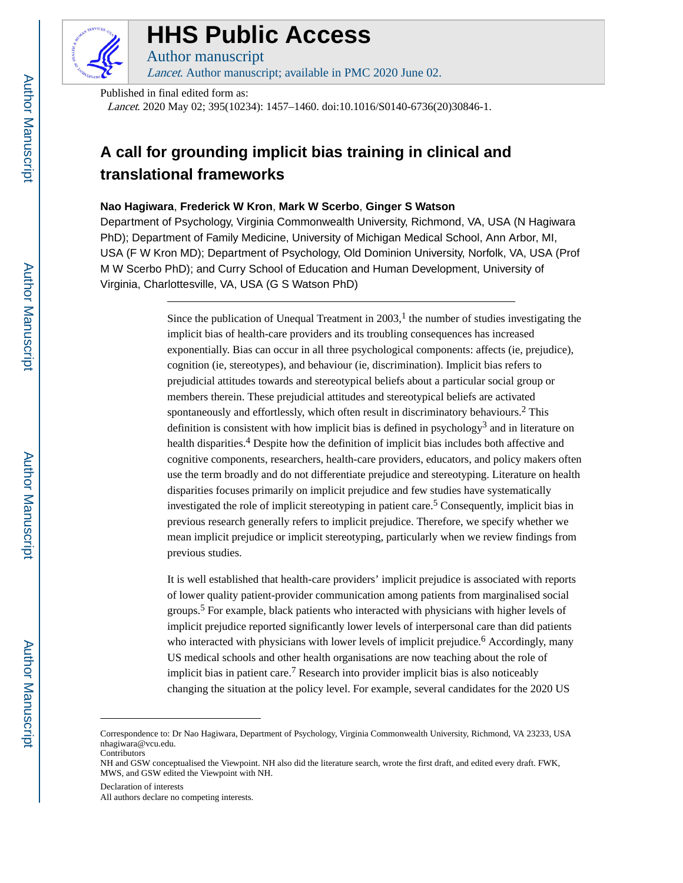Published in final edited form as:

*Lancet*. 2020 May 02; 395(10234): 1457–1460. doi:10.1016/S0140-6736(20)30846-1.

# A call for grounding implicit bias training in clinical and translational frameworks

**Nao Hagiwara**, **Frederick W Kron**, **Mark W Scerbo**, **Ginger S Watson**

Department of Psychology, Virginia Commonwealth University, Richmond, VA, USA (N Hagiwara PhD); Department of Family Medicine, University of Michigan Medical School, Ann Arbor, MI, USA (F W Kron MD); Department of Psychology, Old Dominion University, Norfolk, VA, USA (Prof M W Scerbo PhD); and Curry School of Education and Human Development, University of Virginia, Charlottesville, VA, USA (G S Watson PhD)

---

Since the publication of Unequal Treatment in 2003,[1] the number of studies investigating the implicit bias of health-care providers and its troubling consequences has increased exponentially. Bias can occur in all three psychological components: affects (ie, prejudice), cognition (ie, stereotypes), and behaviour (ie, discrimination). Implicit bias refers to prejudicial attitudes towards and stereotypical beliefs about a particular social group or members therein. These prejudicial attitudes and stereotypical beliefs are activated spontaneously and effortlessly, which often result in discriminatory behaviours.[2] This definition is consistent with how implicit bias is defined in psychology[3] and in literature on health disparities.[4] Despite how the definition of implicit bias includes both affective and cognitive components, researchers, health-care providers, educators, and policy makers often use the term broadly and do not differentiate prejudice and stereotyping. Literature on health disparities focuses primarily on implicit prejudice and few studies have systematically investigated the role of implicit stereotyping in patient care.[5] Consequently, implicit bias in previous research generally refers to implicit prejudice. Therefore, we specify whether we mean implicit prejudice or implicit stereotyping, particularly when we review findings from previous studies.

It is well established that health-care providers' implicit prejudice is associated with reports of lower quality patient-provider communication among patients from marginalised social groups.[5] For example, black patients who interacted with physicians with higher levels of implicit prejudice reported significantly lower levels of interpersonal care than did patients who interacted with physicians with lower levels of implicit prejudice.[6] Accordingly, many US medical schools and other health organisations are now teaching about the role of implicit bias in patient care.[7] Research into provider implicit bias is also noticeably changing the situation at the policy level. For example, several candidates for the 2020 US

---

Correspondence to: Dr Nao Hagiwara, Department of Psychology, Virginia Commonwealth University, Richmond, VA 23233, USA nhagiwara@vcu.edu.

Contributors

NH and GSW conceptualised the Viewpoint. NH also did the literature search, wrote the first draft, and edited every draft. FWK, MWS, and GSW edited the Viewpoint with NH.

Declaration of interests

All authors declare no competing interests.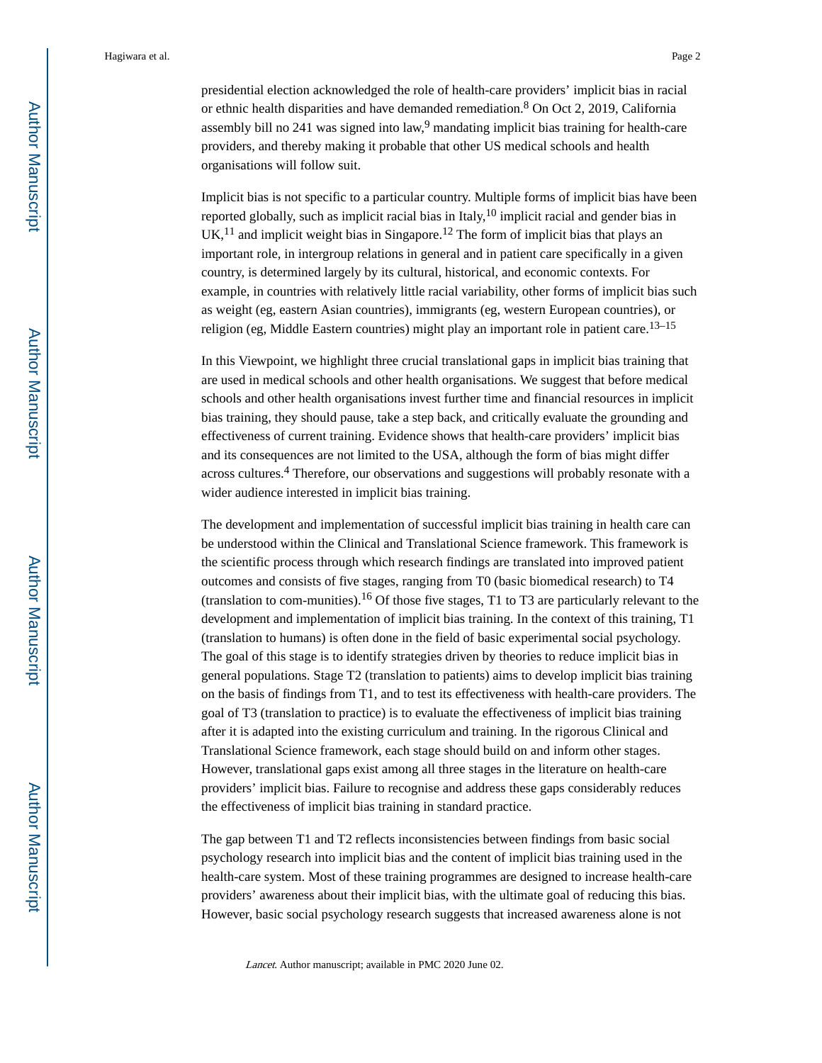presidential election acknowledged the role of health-care providers' implicit bias in racial or ethnic health disparities and have demanded remediation.[8] On Oct 2, 2019, California assembly bill no 241 was signed into law,[9] mandating implicit bias training for health-care providers, and thereby making it probable that other US medical schools and health organisations will follow suit.

Implicit bias is not specific to a particular country. Multiple forms of implicit bias have been reported globally, such as implicit racial bias in Italy,[10] implicit racial and gender bias in UK,[11] and implicit weight bias in Singapore.[12] The form of implicit bias that plays an important role, in intergroup relations in general and in patient care specifically in a given country, is determined largely by its cultural, historical, and economic contexts. For example, in countries with relatively little racial variability, other forms of implicit bias such as weight (eg, eastern Asian countries), immigrants (eg, western European countries), or religion (eg, Middle Eastern countries) might play an important role in patient care.[13–15]

In this Viewpoint, we highlight three crucial translational gaps in implicit bias training that are used in medical schools and other health organisations. We suggest that before medical schools and other health organisations invest further time and financial resources in implicit bias training, they should pause, take a step back, and critically evaluate the grounding and effectiveness of current training. Evidence shows that health-care providers' implicit bias and its consequences are not limited to the USA, although the form of bias might differ across cultures.[4] Therefore, our observations and suggestions will probably resonate with a wider audience interested in implicit bias training.

The development and implementation of successful implicit bias training in health care can be understood within the Clinical and Translational Science framework. This framework is the scientific process through which research findings are translated into improved patient outcomes and consists of five stages, ranging from T0 (basic biomedical research) to T4 (translation to com-munities).[16] Of those five stages, T1 to T3 are particularly relevant to the development and implementation of implicit bias training. In the context of this training, T1 (translation to humans) is often done in the field of basic experimental social psychology. The goal of this stage is to identify strategies driven by theories to reduce implicit bias in general populations. Stage T2 (translation to patients) aims to develop implicit bias training on the basis of findings from T1, and to test its effectiveness with health-care providers. The goal of T3 (translation to practice) is to evaluate the effectiveness of implicit bias training after it is adapted into the existing curriculum and training. In the rigorous Clinical and Translational Science framework, each stage should build on and inform other stages. However, translational gaps exist among all three stages in the literature on health-care providers' implicit bias. Failure to recognise and address these gaps considerably reduces the effectiveness of implicit bias training in standard practice.

The gap between T1 and T2 reflects inconsistencies between findings from basic social psychology research into implicit bias and the content of implicit bias training used in the health-care system. Most of these training programmes are designed to increase health-care providers' awareness about their implicit bias, with the ultimate goal of reducing this bias. However, basic social psychology research suggests that increased awareness alone is not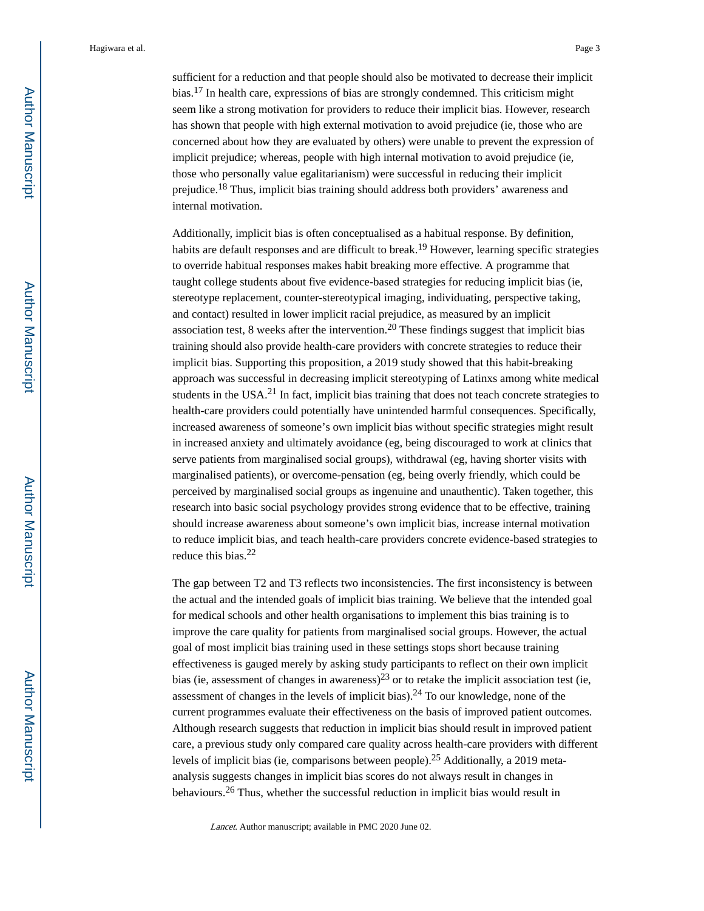sufficient for a reduction and that people should also be motivated to decrease their implicit bias.[17] In health care, expressions of bias are strongly condemned. This criticism might seem like a strong motivation for providers to reduce their implicit bias. However, research has shown that people with high external motivation to avoid prejudice (ie, those who are concerned about how they are evaluated by others) were unable to prevent the expression of implicit prejudice; whereas, people with high internal motivation to avoid prejudice (ie, those who personally value egalitarianism) were successful in reducing their implicit prejudice.[18] Thus, implicit bias training should address both providers' awareness and internal motivation.

Additionally, implicit bias is often conceptualised as a habitual response. By definition, habits are default responses and are difficult to break.[19] However, learning specific strategies to override habitual responses makes habit breaking more effective. A programme that taught college students about five evidence-based strategies for reducing implicit bias (ie, stereotype replacement, counter-stereotypical imaging, individuating, perspective taking, and contact) resulted in lower implicit racial prejudice, as measured by an implicit association test, 8 weeks after the intervention.[20] These findings suggest that implicit bias training should also provide health-care providers with concrete strategies to reduce their implicit bias. Supporting this proposition, a 2019 study showed that this habit-breaking approach was successful in decreasing implicit stereotyping of Latinxs among white medical students in the USA.[21] In fact, implicit bias training that does not teach concrete strategies to health-care providers could potentially have unintended harmful consequences. Specifically, increased awareness of someone's own implicit bias without specific strategies might result in increased anxiety and ultimately avoidance (eg, being discouraged to work at clinics that serve patients from marginalised social groups), withdrawal (eg, having shorter visits with marginalised patients), or overcome-pensation (eg, being overly friendly, which could be perceived by marginalised social groups as ingenuine and unauthentic). Taken together, this research into basic social psychology provides strong evidence that to be effective, training should increase awareness about someone's own implicit bias, increase internal motivation to reduce implicit bias, and teach health-care providers concrete evidence-based strategies to reduce this bias.[22]

The gap between T2 and T3 reflects two inconsistencies. The first inconsistency is between the actual and the intended goals of implicit bias training. We believe that the intended goal for medical schools and other health organisations to implement this bias training is to improve the care quality for patients from marginalised social groups. However, the actual goal of most implicit bias training used in these settings stops short because training effectiveness is gauged merely by asking study participants to reflect on their own implicit bias (ie, assessment of changes in awareness)[23] or to retake the implicit association test (ie, assessment of changes in the levels of implicit bias).[24] To our knowledge, none of the current programmes evaluate their effectiveness on the basis of improved patient outcomes. Although research suggests that reduction in implicit bias should result in improved patient care, a previous study only compared care quality across health-care providers with different levels of implicit bias (ie, comparisons between people).[25] Additionally, a 2019 meta-analysis suggests changes in implicit bias scores do not always result in changes in behaviours.[26] Thus, whether the successful reduction in implicit bias would result in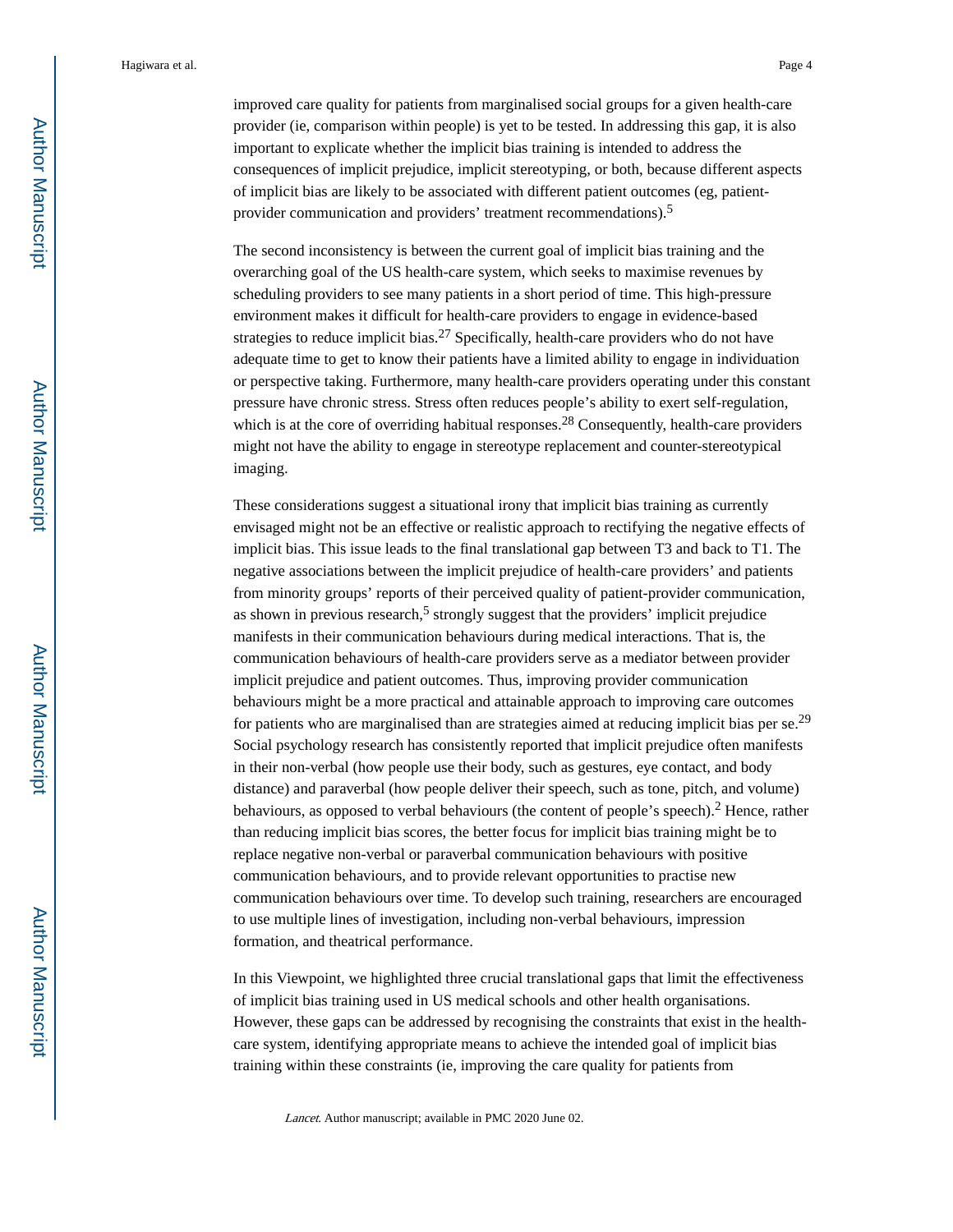improved care quality for patients from marginalised social groups for a given health-care provider (ie, comparison within people) is yet to be tested. In addressing this gap, it is also important to explicate whether the implicit bias training is intended to address the consequences of implicit prejudice, implicit stereotyping, or both, because different aspects of implicit bias are likely to be associated with different patient outcomes (eg, patient-provider communication and providers' treatment recommendations).[5]

The second inconsistency is between the current goal of implicit bias training and the overarching goal of the US health-care system, which seeks to maximise revenues by scheduling providers to see many patients in a short period of time. This high-pressure environment makes it difficult for health-care providers to engage in evidence-based strategies to reduce implicit bias.[27] Specifically, health-care providers who do not have adequate time to get to know their patients have a limited ability to engage in individuation or perspective taking. Furthermore, many health-care providers operating under this constant pressure have chronic stress. Stress often reduces people's ability to exert self-regulation, which is at the core of overriding habitual responses.[28] Consequently, health-care providers might not have the ability to engage in stereotype replacement and counter-stereotypical imaging.

These considerations suggest a situational irony that implicit bias training as currently envisaged might not be an effective or realistic approach to rectifying the negative effects of implicit bias. This issue leads to the final translational gap between T3 and back to T1. The negative associations between the implicit prejudice of health-care providers' and patients from minority groups' reports of their perceived quality of patient-provider communication, as shown in previous research,[5] strongly suggest that the providers' implicit prejudice manifests in their communication behaviours during medical interactions. That is, the communication behaviours of health-care providers serve as a mediator between provider implicit prejudice and patient outcomes. Thus, improving provider communication behaviours might be a more practical and attainable approach to improving care outcomes for patients who are marginalised than are strategies aimed at reducing implicit bias per se.[29] Social psychology research has consistently reported that implicit prejudice often manifests in their non-verbal (how people use their body, such as gestures, eye contact, and body distance) and paraverbal (how people deliver their speech, such as tone, pitch, and volume) behaviours, as opposed to verbal behaviours (the content of people's speech).[2] Hence, rather than reducing implicit bias scores, the better focus for implicit bias training might be to replace negative non-verbal or paraverbal communication behaviours with positive communication behaviours, and to provide relevant opportunities to practise new communication behaviours over time. To develop such training, researchers are encouraged to use multiple lines of investigation, including non-verbal behaviours, impression formation, and theatrical performance.

In this Viewpoint, we highlighted three crucial translational gaps that limit the effectiveness of implicit bias training used in US medical schools and other health organisations. However, these gaps can be addressed by recognising the constraints that exist in the health-care system, identifying appropriate means to achieve the intended goal of implicit bias training within these constraints (ie, improving the care quality for patients from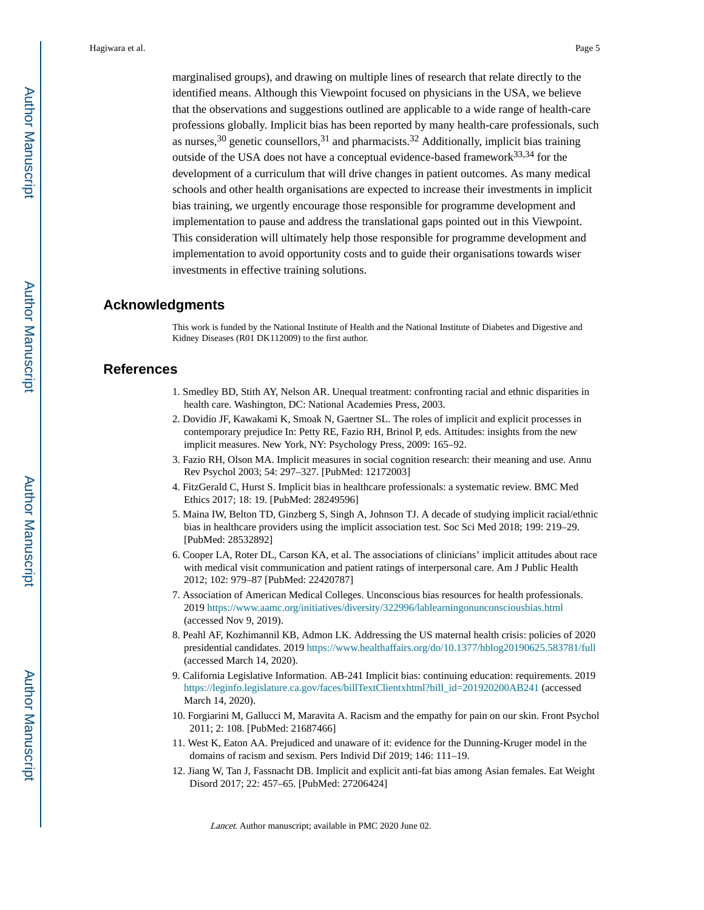marginalised groups), and drawing on multiple lines of research that relate directly to the identified means. Although this Viewpoint focused on physicians in the USA, we believe that the observations and suggestions outlined are applicable to a wide range of health-care professions globally. Implicit bias has been reported by many health-care professionals, such as nurses,[30] genetic counsellors,[31] and pharmacists.[32] Additionally, implicit bias training outside of the USA does not have a conceptual evidence-based framework[33,34] for the development of a curriculum that will drive changes in patient outcomes. As many medical schools and other health organisations are expected to increase their investments in implicit bias training, we urgently encourage those responsible for programme development and implementation to pause and address the translational gaps pointed out in this Viewpoint. This consideration will ultimately help those responsible for programme development and implementation to avoid opportunity costs and to guide their organisations towards wiser investments in effective training solutions.

## Acknowledgments

This work is funded by the National Institute of Health and the National Institute of Diabetes and Digestive and Kidney Diseases (R01 DK112009) to the first author.

## References

1. Smedley BD, Stith AY, Nelson AR. Unequal treatment: confronting racial and ethnic disparities in health care. Washington, DC: National Academies Press, 2003.
2. Dovidio JF, Kawakami K, Smoak N, Gaertner SL. The roles of implicit and explicit processes in contemporary prejudice In: Petty RE, Fazio RH, Brinol P, eds. Attitudes: insights from the new implicit measures. New York, NY: Psychology Press, 2009: 165–92.
3. Fazio RH, Olson MA. Implicit measures in social cognition research: their meaning and use. Annu Rev Psychol 2003; 54: 297–327. [PubMed: 12172003]
4. FitzGerald C, Hurst S. Implicit bias in healthcare professionals: a systematic review. BMC Med Ethics 2017; 18: 19. [PubMed: 28249596]
5. Maina IW, Belton TD, Ginzberg S, Singh A, Johnson TJ. A decade of studying implicit racial/ethnic bias in healthcare providers using the implicit association test. Soc Sci Med 2018; 199: 219–29. [PubMed: 28532892]
6. Cooper LA, Roter DL, Carson KA, et al. The associations of clinicians' implicit attitudes about race with medical visit communication and patient ratings of interpersonal care. Am J Public Health 2012; 102: 979–87 [PubMed: 22420787]
7. Association of American Medical Colleges. Unconscious bias resources for health professionals. 2019 https://www.aamc.org/initiatives/diversity/322996/lablearningonunconsciousbias.html (accessed Nov 9, 2019).
8. Peahl AF, Kozhimannil KB, Admon LK. Addressing the US maternal health crisis: policies of 2020 presidential candidates. 2019 https://www.healthaffairs.org/do/10.1377/hblog20190625.583781/full (accessed March 14, 2020).
9. California Legislative Information. AB-241 Implicit bias: continuing education: requirements. 2019 https://leginfo.legislature.ca.gov/faces/billTextClientxhtml?bill_id=201920200AB241 (accessed March 14, 2020).
10. Forgiarini M, Gallucci M, Maravita A. Racism and the empathy for pain on our skin. Front Psychol 2011; 2: 108. [PubMed: 21687466]
11. West K, Eaton AA. Prejudiced and unaware of it: evidence for the Dunning-Kruger model in the domains of racism and sexism. Pers Individ Dif 2019; 146: 111–19.
12. Jiang W, Tan J, Fassnacht DB. Implicit and explicit anti-fat bias among Asian females. Eat Weight Disord 2017; 22: 457–65. [PubMed: 27206424]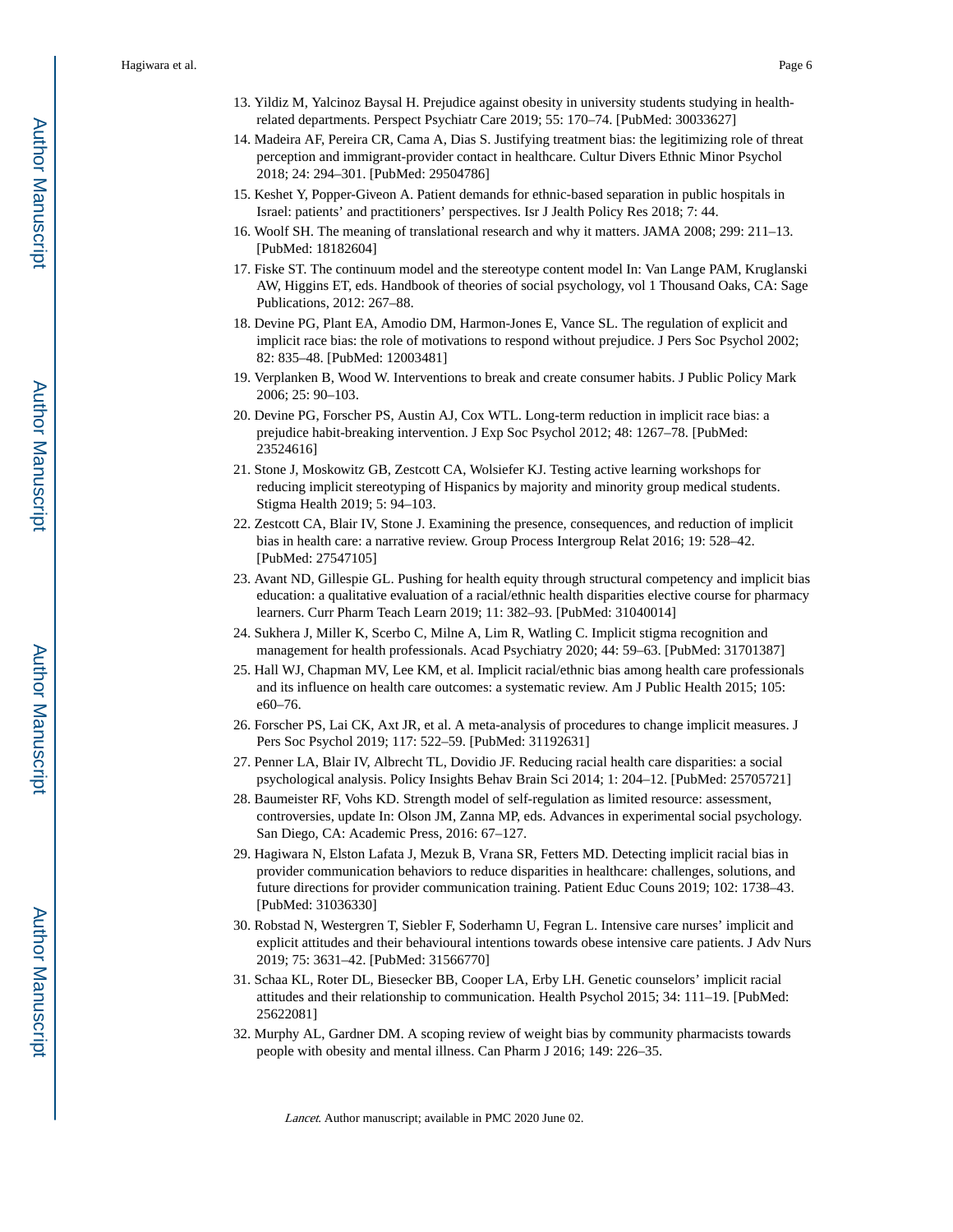13. Yildiz M, Yalcinoz Baysal H. Prejudice against obesity in university students studying in health-related departments. Perspect Psychiatr Care 2019; 55: 170–74. [PubMed: 30033627]
14. Madeira AF, Pereira CR, Cama A, Dias S. Justifying treatment bias: the legitimizing role of threat perception and immigrant-provider contact in healthcare. Cultur Divers Ethnic Minor Psychol 2018; 24: 294–301. [PubMed: 29504786]
15. Keshet Y, Popper-Giveon A. Patient demands for ethnic-based separation in public hospitals in Israel: patients' and practitioners' perspectives. Isr J Jealth Policy Res 2018; 7: 44.
16. Woolf SH. The meaning of translational research and why it matters. JAMA 2008; 299: 211–13. [PubMed: 18182604]
17. Fiske ST. The continuum model and the stereotype content model In: Van Lange PAM, Kruglanski AW, Higgins ET, eds. Handbook of theories of social psychology, vol 1 Thousand Oaks, CA: Sage Publications, 2012: 267–88.
18. Devine PG, Plant EA, Amodio DM, Harmon-Jones E, Vance SL. The regulation of explicit and implicit race bias: the role of motivations to respond without prejudice. J Pers Soc Psychol 2002; 82: 835–48. [PubMed: 12003481]
19. Verplanken B, Wood W. Interventions to break and create consumer habits. J Public Policy Mark 2006; 25: 90–103.
20. Devine PG, Forscher PS, Austin AJ, Cox WTL. Long-term reduction in implicit race bias: a prejudice habit-breaking intervention. J Exp Soc Psychol 2012; 48: 1267–78. [PubMed: 23524616]
21. Stone J, Moskowitz GB, Zestcott CA, Wolsiefer KJ. Testing active learning workshops for reducing implicit stereotyping of Hispanics by majority and minority group medical students. Stigma Health 2019; 5: 94–103.
22. Zestcott CA, Blair IV, Stone J. Examining the presence, consequences, and reduction of implicit bias in health care: a narrative review. Group Process Intergroup Relat 2016; 19: 528–42. [PubMed: 27547105]
23. Avant ND, Gillespie GL. Pushing for health equity through structural competency and implicit bias education: a qualitative evaluation of a racial/ethnic health disparities elective course for pharmacy learners. Curr Pharm Teach Learn 2019; 11: 382–93. [PubMed: 31040014]
24. Sukhera J, Miller K, Scerbo C, Milne A, Lim R, Watling C. Implicit stigma recognition and management for health professionals. Acad Psychiatry 2020; 44: 59–63. [PubMed: 31701387]
25. Hall WJ, Chapman MV, Lee KM, et al. Implicit racial/ethnic bias among health care professionals and its influence on health care outcomes: a systematic review. Am J Public Health 2015; 105: e60–76.
26. Forscher PS, Lai CK, Axt JR, et al. A meta-analysis of procedures to change implicit measures. J Pers Soc Psychol 2019; 117: 522–59. [PubMed: 31192631]
27. Penner LA, Blair IV, Albrecht TL, Dovidio JF. Reducing racial health care disparities: a social psychological analysis. Policy Insights Behav Brain Sci 2014; 1: 204–12. [PubMed: 25705721]
28. Baumeister RF, Vohs KD. Strength model of self-regulation as limited resource: assessment, controversies, update In: Olson JM, Zanna MP, eds. Advances in experimental social psychology. San Diego, CA: Academic Press, 2016: 67–127.
29. Hagiwara N, Elston Lafata J, Mezuk B, Vrana SR, Fetters MD. Detecting implicit racial bias in provider communication behaviors to reduce disparities in healthcare: challenges, solutions, and future directions for provider communication training. Patient Educ Couns 2019; 102: 1738–43. [PubMed: 31036330]
30. Robstad N, Westergren T, Siebler F, Soderhamn U, Fegran L. Intensive care nurses' implicit and explicit attitudes and their behavioural intentions towards obese intensive care patients. J Adv Nurs 2019; 75: 3631–42. [PubMed: 31566770]
31. Schaa KL, Roter DL, Biesecker BB, Cooper LA, Erby LH. Genetic counselors' implicit racial attitudes and their relationship to communication. Health Psychol 2015; 34: 111–19. [PubMed: 25622081]
32. Murphy AL, Gardner DM. A scoping review of weight bias by community pharmacists towards people with obesity and mental illness. Can Pharm J 2016; 149: 226–35.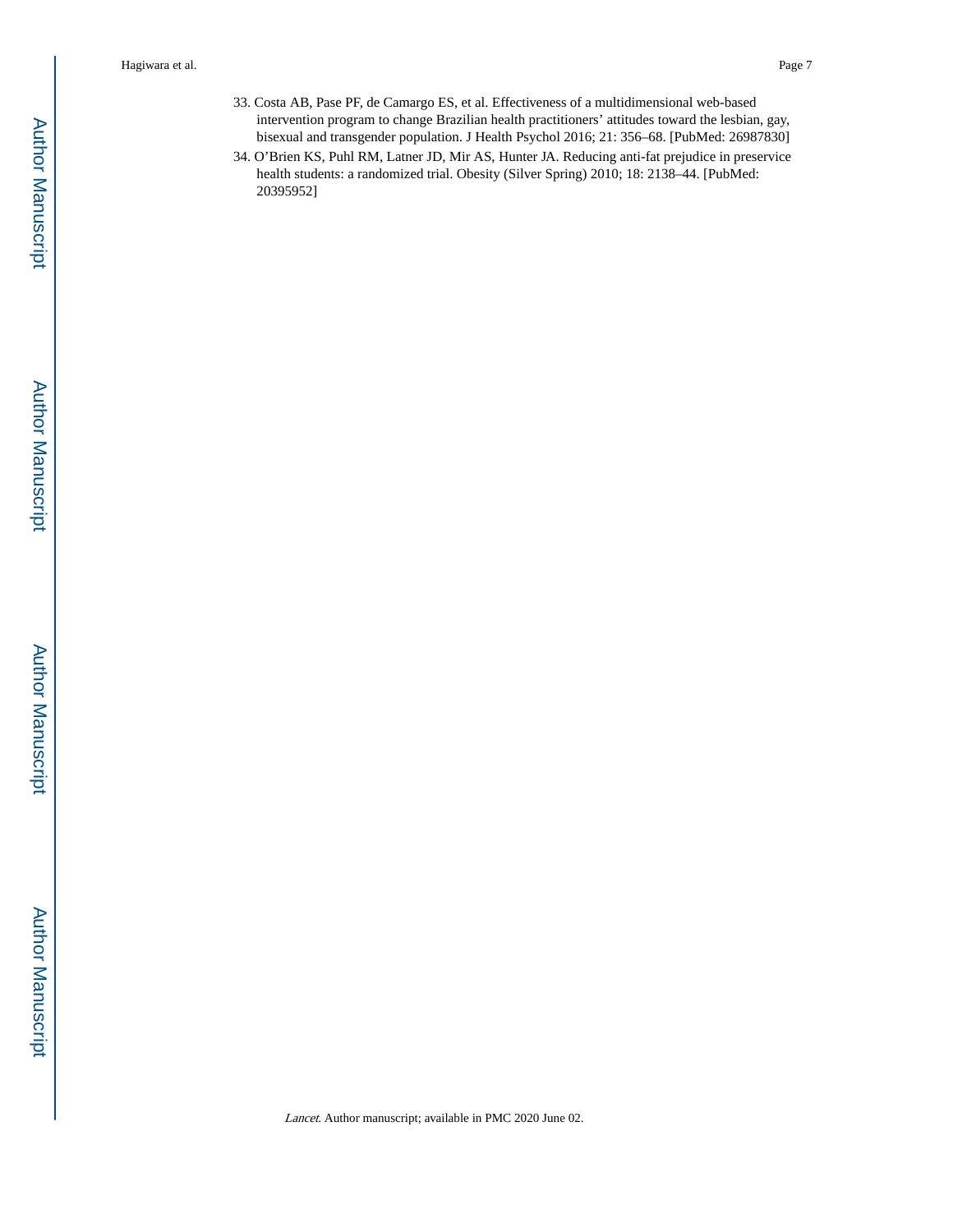33. Costa AB, Pase PF, de Camargo ES, et al. Effectiveness of a multidimensional web-based intervention program to change Brazilian health practitioners' attitudes toward the lesbian, gay, bisexual and transgender population. J Health Psychol 2016; 21: 356–68. [PubMed: 26987830]
34. O'Brien KS, Puhl RM, Latner JD, Mir AS, Hunter JA. Reducing anti-fat prejudice in preservice health students: a randomized trial. Obesity (Silver Spring) 2010; 18: 2138–44. [PubMed: 20395952]